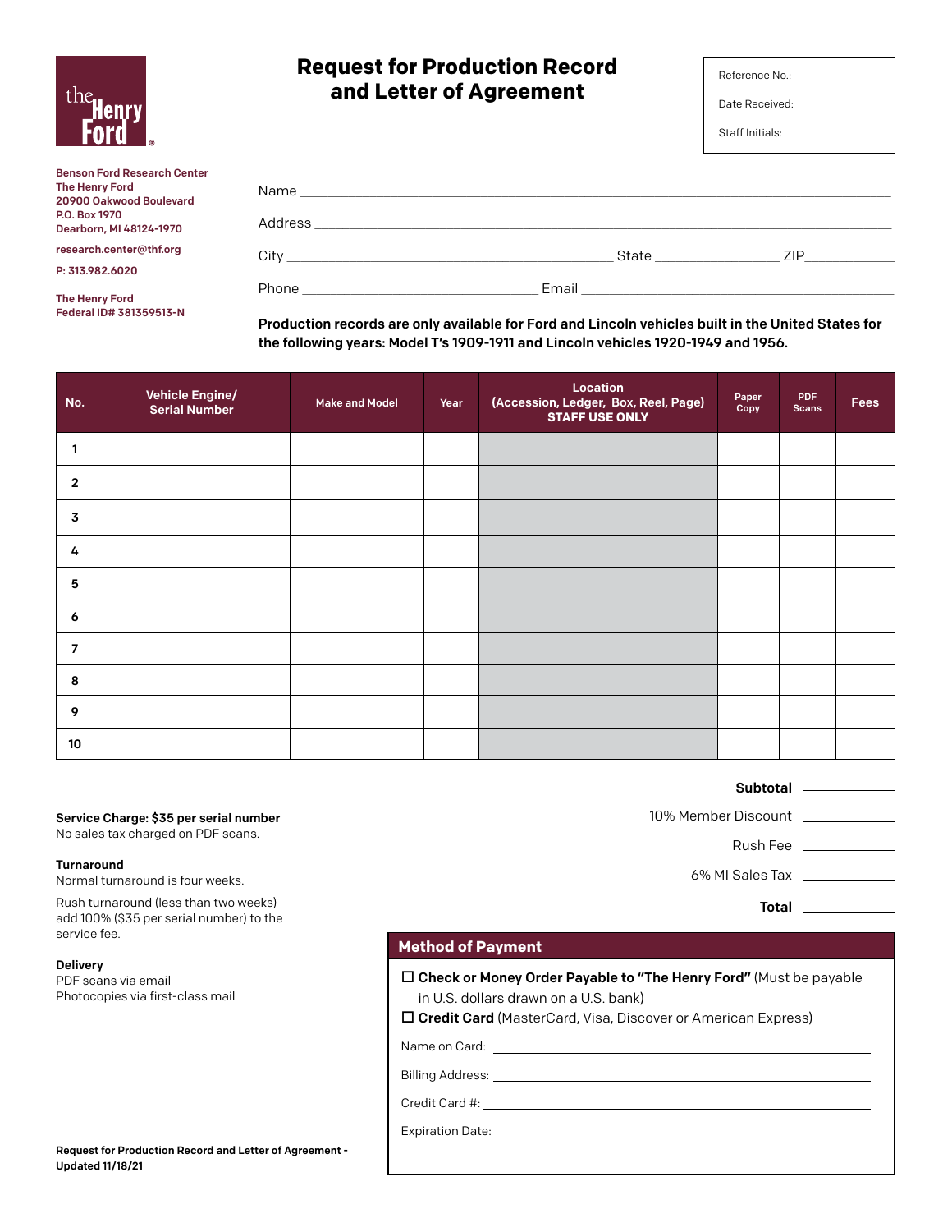the Henry Ford

# Request for Production Record and Letter of Agreement

Reference No.:

Date Received:

Staff Initials:

**Benson Ford Research Center**
**The Henry Ford**
**20900 Oakwood Boulevard**
**P.O. Box 1970**
**Dearborn, MI 48124-1970**

**research.center@thf.org**

**P: 313.982.6020**

**The Henry Ford**
**Federal ID# 381359513-N**

Name ____________________________________________

Address ____________________________________________

City ______________________ State ____________ ZIP ____________

Phone ____________________ Email ______________________

**Production records are only available for Ford and Lincoln vehicles built in the United States for the following years: Model T's 1909-1911 and Lincoln vehicles 1920-1949 and 1956.**

| No. | Vehicle Engine/ Serial Number | Make and Model | Year | Location (Accession, Ledger, Box, Reel, Page) STAFF USE ONLY | Paper Copy | PDF Scans | Fees |
|---|---|---|---|---|---|---|---|
| 1 | | | | | | | |
| 2 | | | | | | | |
| 3 | | | | | | | |
| 4 | | | | | | | |
| 5 | | | | | | | |
| 6 | | | | | | | |
| 7 | | | | | | | |
| 8 | | | | | | | |
| 9 | | | | | | | |
| 10 | | | | | | | |

**Subtotal** ____________

10% Member Discount ____________

Rush Fee ____________

6% MI Sales Tax ____________

**Total** ____________

**Service Charge: $35 per serial number**
No sales tax charged on PDF scans.

**Turnaround**
Normal turnaround is four weeks.

Rush turnaround (less than two weeks) add 100% ($35 per serial number) to the service fee.

**Delivery**
PDF scans via email
Photocopies via first-class mail

## Method of Payment

☐ **Check or Money Order Payable to "The Henry Ford"** (Must be payable in U.S. dollars drawn on a U.S. bank)

☐ **Credit Card** (MasterCard, Visa, Discover or American Express)

Name on Card: ____________________________________________

Billing Address: ____________________________________________

Credit Card #: ____________________________________________

Expiration Date: ____________________________________________

**Request for Production Record and Letter of Agreement - Updated 11/18/21**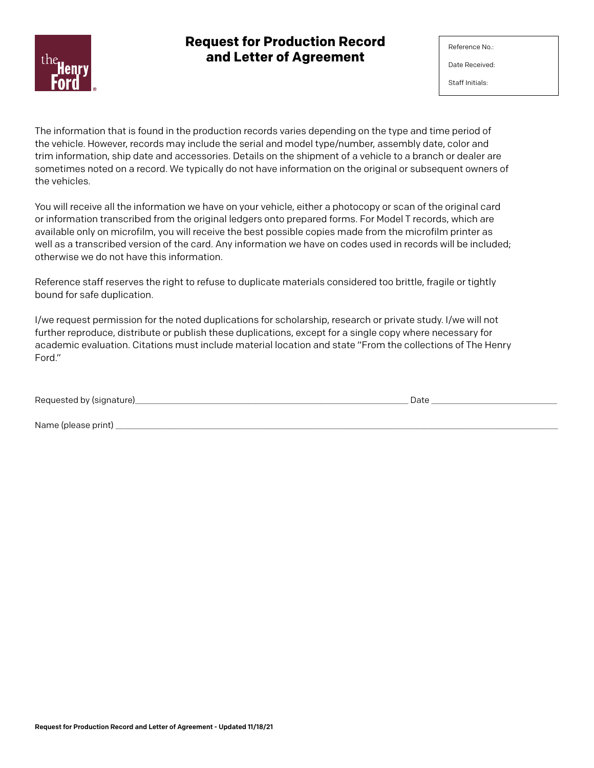# Request for Production Record and Letter of Agreement

Reference No.:

Date Received:

Staff Initials:

The information that is found in the production records varies depending on the type and time period of the vehicle. However, records may include the serial and model type/number, assembly date, color and trim information, ship date and accessories. Details on the shipment of a vehicle to a branch or dealer are sometimes noted on a record. We typically do not have information on the original or subsequent owners of the vehicles.

You will receive all the information we have on your vehicle, either a photocopy or scan of the original card or information transcribed from the original ledgers onto prepared forms. For Model T records, which are available only on microfilm, you will receive the best possible copies made from the microfilm printer as well as a transcribed version of the card. Any information we have on codes used in records will be included; otherwise we do not have this information.

Reference staff reserves the right to refuse to duplicate materials considered too brittle, fragile or tightly bound for safe duplication.

I/we request permission for the noted duplications for scholarship, research or private study. I/we will not further reproduce, distribute or publish these duplications, except for a single copy where necessary for academic evaluation. Citations must include material location and state "From the collections of The Henry Ford."

Requested by (signature)\_\_\_\_\_\_\_\_\_\_\_\_\_\_\_\_\_\_\_\_\_\_\_\_\_\_\_\_\_\_\_\_\_\_\_\_\_\_\_\_ Date \_\_\_\_\_\_\_\_\_\_\_\_\_\_\_\_\_\_\_\_

Name (please print) \_\_\_\_\_\_\_\_\_\_\_\_\_\_\_\_\_\_\_\_\_\_\_\_\_\_\_\_\_\_\_\_\_\_\_\_\_\_\_\_\_\_\_\_\_\_\_\_\_\_\_\_\_\_\_\_\_\_\_\_\_\_\_\_